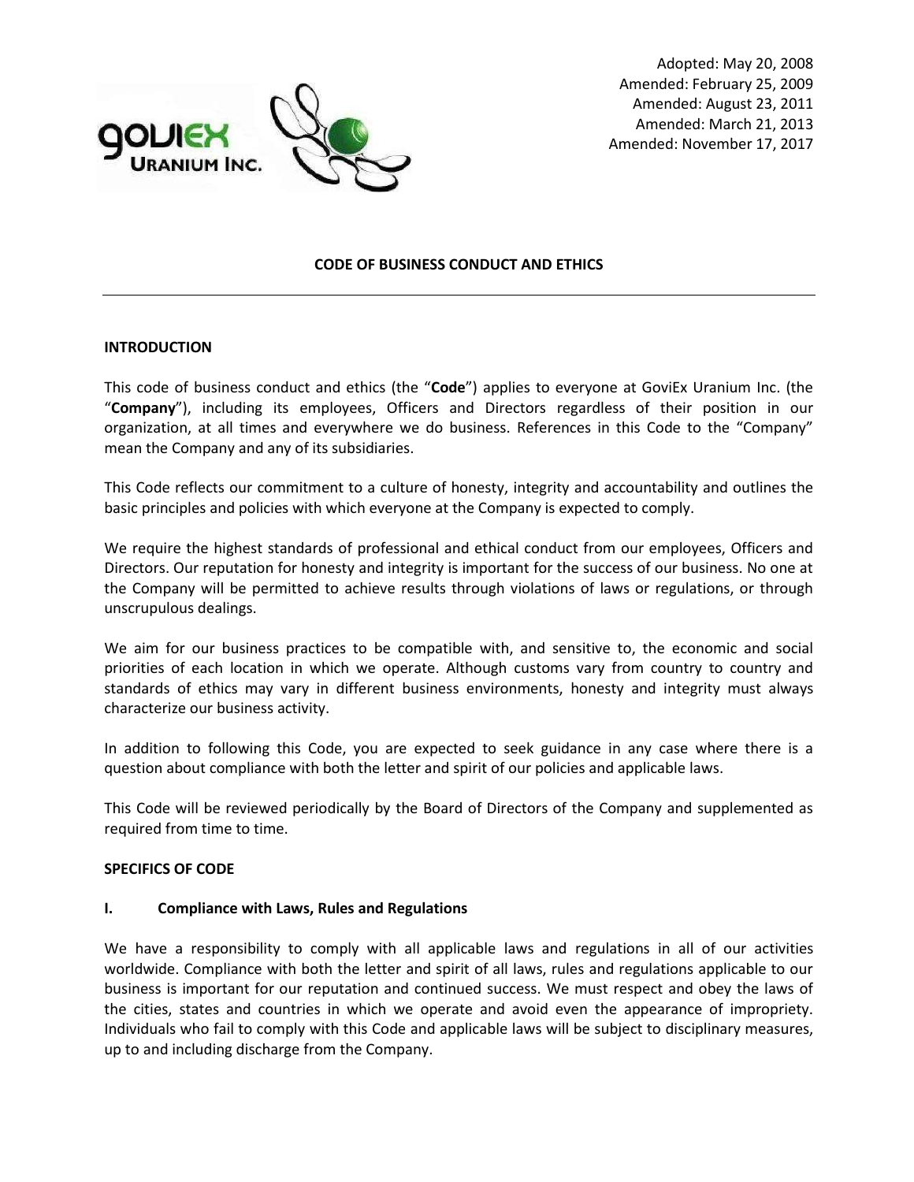Adopted: May 20, 2008
Amended: February 25, 2009
Amended: August 23, 2011
Amended: March 21, 2013
Amended: November 17, 2017

# CODE OF BUSINESS CONDUCT AND ETHICS

## INTRODUCTION

This code of business conduct and ethics (the "**Code**") applies to everyone at GoviEx Uranium Inc. (the "**Company**"), including its employees, Officers and Directors regardless of their position in our organization, at all times and everywhere we do business. References in this Code to the "Company" mean the Company and any of its subsidiaries.

This Code reflects our commitment to a culture of honesty, integrity and accountability and outlines the basic principles and policies with which everyone at the Company is expected to comply.

We require the highest standards of professional and ethical conduct from our employees, Officers and Directors. Our reputation for honesty and integrity is important for the success of our business. No one at the Company will be permitted to achieve results through violations of laws or regulations, or through unscrupulous dealings.

We aim for our business practices to be compatible with, and sensitive to, the economic and social priorities of each location in which we operate. Although customs vary from country to country and standards of ethics may vary in different business environments, honesty and integrity must always characterize our business activity.

In addition to following this Code, you are expected to seek guidance in any case where there is a question about compliance with both the letter and spirit of our policies and applicable laws.

This Code will be reviewed periodically by the Board of Directors of the Company and supplemented as required from time to time.

## SPECIFICS OF CODE

### I. Compliance with Laws, Rules and Regulations

We have a responsibility to comply with all applicable laws and regulations in all of our activities worldwide. Compliance with both the letter and spirit of all laws, rules and regulations applicable to our business is important for our reputation and continued success. We must respect and obey the laws of the cities, states and countries in which we operate and avoid even the appearance of impropriety. Individuals who fail to comply with this Code and applicable laws will be subject to disciplinary measures, up to and including discharge from the Company.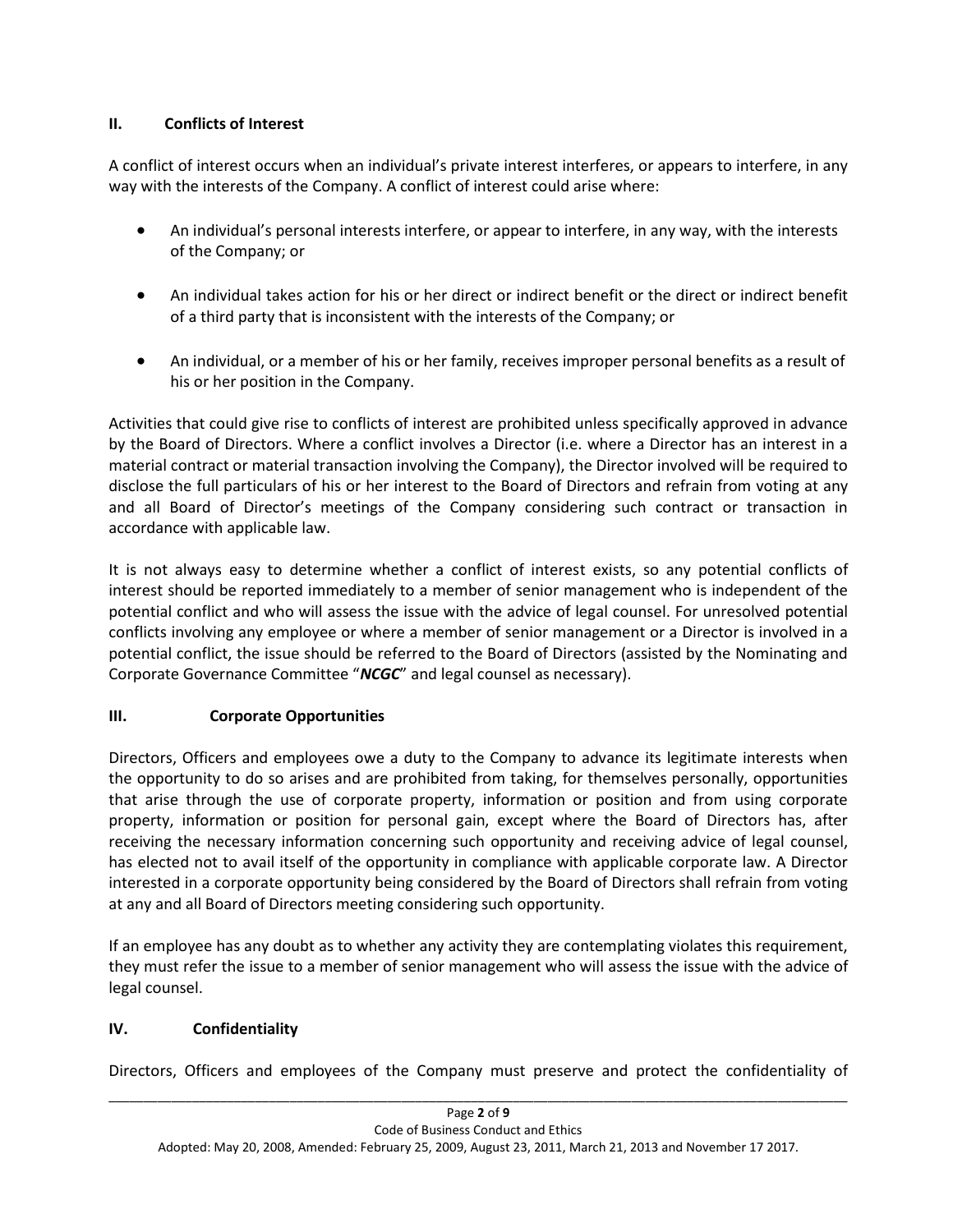## II. Conflicts of Interest

A conflict of interest occurs when an individual's private interest interferes, or appears to interfere, in any way with the interests of the Company. A conflict of interest could arise where:

- An individual's personal interests interfere, or appear to interfere, in any way, with the interests of the Company; or
- An individual takes action for his or her direct or indirect benefit or the direct or indirect benefit of a third party that is inconsistent with the interests of the Company; or
- An individual, or a member of his or her family, receives improper personal benefits as a result of his or her position in the Company.

Activities that could give rise to conflicts of interest are prohibited unless specifically approved in advance by the Board of Directors. Where a conflict involves a Director (i.e. where a Director has an interest in a material contract or material transaction involving the Company), the Director involved will be required to disclose the full particulars of his or her interest to the Board of Directors and refrain from voting at any and all Board of Director's meetings of the Company considering such contract or transaction in accordance with applicable law.

It is not always easy to determine whether a conflict of interest exists, so any potential conflicts of interest should be reported immediately to a member of senior management who is independent of the potential conflict and who will assess the issue with the advice of legal counsel. For unresolved potential conflicts involving any employee or where a member of senior management or a Director is involved in a potential conflict, the issue should be referred to the Board of Directors (assisted by the Nominating and Corporate Governance Committee "***NCGC***" and legal counsel as necessary).

## III. Corporate Opportunities

Directors, Officers and employees owe a duty to the Company to advance its legitimate interests when the opportunity to do so arises and are prohibited from taking, for themselves personally, opportunities that arise through the use of corporate property, information or position and from using corporate property, information or position for personal gain, except where the Board of Directors has, after receiving the necessary information concerning such opportunity and receiving advice of legal counsel, has elected not to avail itself of the opportunity in compliance with applicable corporate law. A Director interested in a corporate opportunity being considered by the Board of Directors shall refrain from voting at any and all Board of Directors meeting considering such opportunity.

If an employee has any doubt as to whether any activity they are contemplating violates this requirement, they must refer the issue to a member of senior management who will assess the issue with the advice of legal counsel.

## IV. Confidentiality

Directors, Officers and employees of the Company must preserve and protect the confidentiality of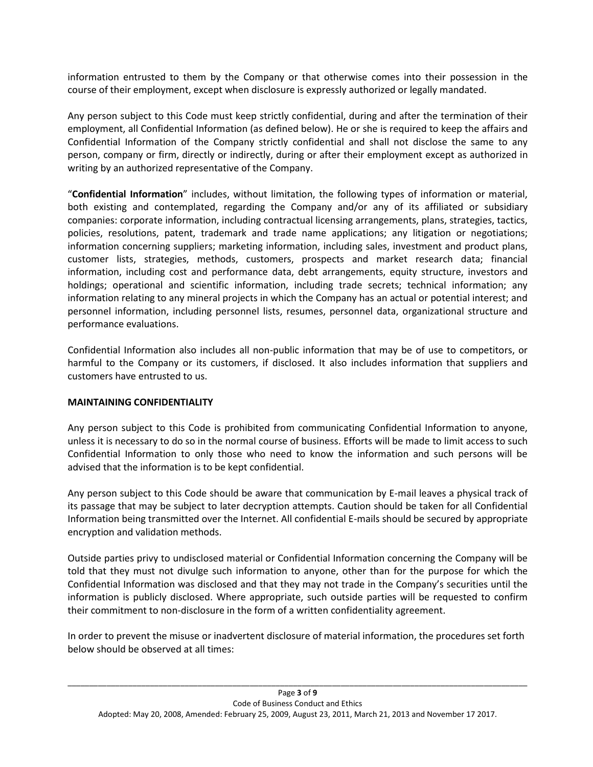information entrusted to them by the Company or that otherwise comes into their possession in the course of their employment, except when disclosure is expressly authorized or legally mandated.

Any person subject to this Code must keep strictly confidential, during and after the termination of their employment, all Confidential Information (as defined below). He or she is required to keep the affairs and Confidential Information of the Company strictly confidential and shall not disclose the same to any person, company or firm, directly or indirectly, during or after their employment except as authorized in writing by an authorized representative of the Company.

"**Confidential Information**" includes, without limitation, the following types of information or material, both existing and contemplated, regarding the Company and/or any of its affiliated or subsidiary companies: corporate information, including contractual licensing arrangements, plans, strategies, tactics, policies, resolutions, patent, trademark and trade name applications; any litigation or negotiations; information concerning suppliers; marketing information, including sales, investment and product plans, customer lists, strategies, methods, customers, prospects and market research data; financial information, including cost and performance data, debt arrangements, equity structure, investors and holdings; operational and scientific information, including trade secrets; technical information; any information relating to any mineral projects in which the Company has an actual or potential interest; and personnel information, including personnel lists, resumes, personnel data, organizational structure and performance evaluations.

Confidential Information also includes all non-public information that may be of use to competitors, or harmful to the Company or its customers, if disclosed. It also includes information that suppliers and customers have entrusted to us.

**MAINTAINING CONFIDENTIALITY**

Any person subject to this Code is prohibited from communicating Confidential Information to anyone, unless it is necessary to do so in the normal course of business. Efforts will be made to limit access to such Confidential Information to only those who need to know the information and such persons will be advised that the information is to be kept confidential.

Any person subject to this Code should be aware that communication by E-mail leaves a physical track of its passage that may be subject to later decryption attempts. Caution should be taken for all Confidential Information being transmitted over the Internet. All confidential E-mails should be secured by appropriate encryption and validation methods.

Outside parties privy to undisclosed material or Confidential Information concerning the Company will be told that they must not divulge such information to anyone, other than for the purpose for which the Confidential Information was disclosed and that they may not trade in the Company's securities until the information is publicly disclosed. Where appropriate, such outside parties will be requested to confirm their commitment to non-disclosure in the form of a written confidentiality agreement.

In order to prevent the misuse or inadvertent disclosure of material information, the procedures set forth below should be observed at all times: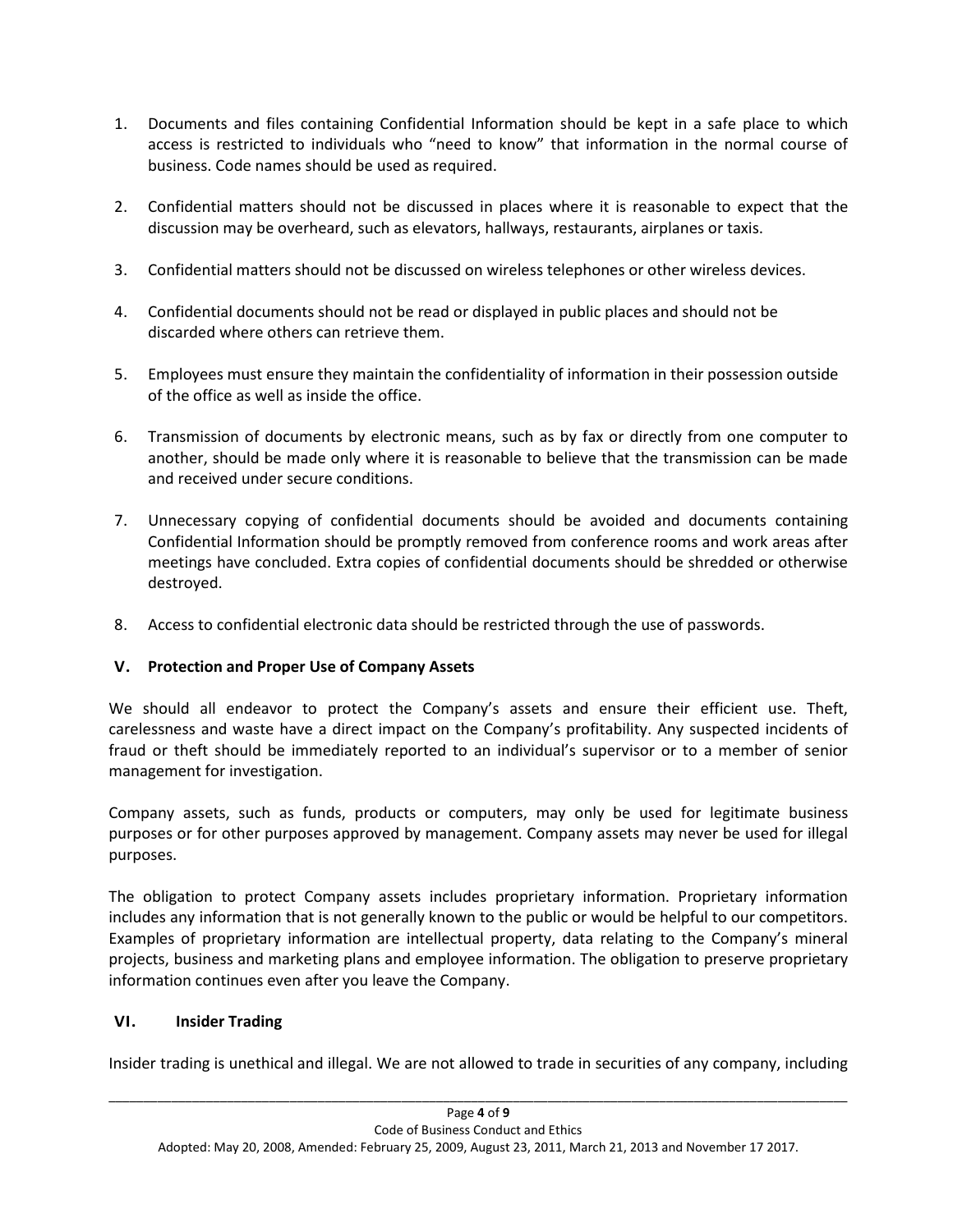1. Documents and files containing Confidential Information should be kept in a safe place to which access is restricted to individuals who "need to know" that information in the normal course of business. Code names should be used as required.

2. Confidential matters should not be discussed in places where it is reasonable to expect that the discussion may be overheard, such as elevators, hallways, restaurants, airplanes or taxis.

3. Confidential matters should not be discussed on wireless telephones or other wireless devices.

4. Confidential documents should not be read or displayed in public places and should not be discarded where others can retrieve them.

5. Employees must ensure they maintain the confidentiality of information in their possession outside of the office as well as inside the office.

6. Transmission of documents by electronic means, such as by fax or directly from one computer to another, should be made only where it is reasonable to believe that the transmission can be made and received under secure conditions.

7. Unnecessary copying of confidential documents should be avoided and documents containing Confidential Information should be promptly removed from conference rooms and work areas after meetings have concluded. Extra copies of confidential documents should be shredded or otherwise destroyed.

8. Access to confidential electronic data should be restricted through the use of passwords.

## V. Protection and Proper Use of Company Assets

We should all endeavor to protect the Company's assets and ensure their efficient use. Theft, carelessness and waste have a direct impact on the Company's profitability. Any suspected incidents of fraud or theft should be immediately reported to an individual's supervisor or to a member of senior management for investigation.

Company assets, such as funds, products or computers, may only be used for legitimate business purposes or for other purposes approved by management. Company assets may never be used for illegal purposes.

The obligation to protect Company assets includes proprietary information. Proprietary information includes any information that is not generally known to the public or would be helpful to our competitors. Examples of proprietary information are intellectual property, data relating to the Company's mineral projects, business and marketing plans and employee information. The obligation to preserve proprietary information continues even after you leave the Company.

## VI. Insider Trading

Insider trading is unethical and illegal. We are not allowed to trade in securities of any company, including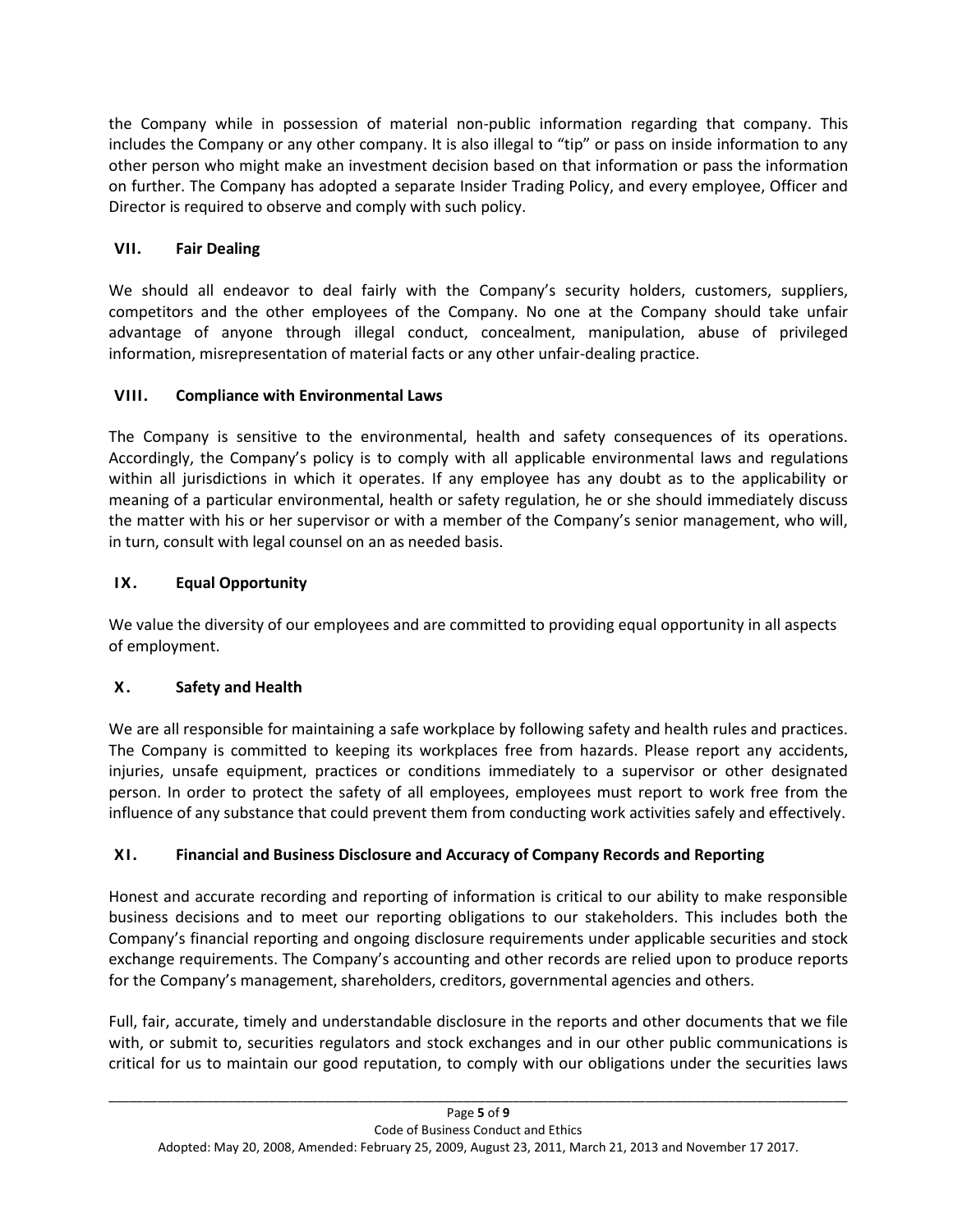the Company while in possession of material non-public information regarding that company. This includes the Company or any other company. It is also illegal to "tip" or pass on inside information to any other person who might make an investment decision based on that information or pass the information on further. The Company has adopted a separate Insider Trading Policy, and every employee, Officer and Director is required to observe and comply with such policy.

## VII. Fair Dealing

We should all endeavor to deal fairly with the Company's security holders, customers, suppliers, competitors and the other employees of the Company. No one at the Company should take unfair advantage of anyone through illegal conduct, concealment, manipulation, abuse of privileged information, misrepresentation of material facts or any other unfair-dealing practice.

## VIII. Compliance with Environmental Laws

The Company is sensitive to the environmental, health and safety consequences of its operations. Accordingly, the Company's policy is to comply with all applicable environmental laws and regulations within all jurisdictions in which it operates. If any employee has any doubt as to the applicability or meaning of a particular environmental, health or safety regulation, he or she should immediately discuss the matter with his or her supervisor or with a member of the Company's senior management, who will, in turn, consult with legal counsel on an as needed basis.

## IX. Equal Opportunity

We value the diversity of our employees and are committed to providing equal opportunity in all aspects of employment.

## X. Safety and Health

We are all responsible for maintaining a safe workplace by following safety and health rules and practices. The Company is committed to keeping its workplaces free from hazards. Please report any accidents, injuries, unsafe equipment, practices or conditions immediately to a supervisor or other designated person. In order to protect the safety of all employees, employees must report to work free from the influence of any substance that could prevent them from conducting work activities safely and effectively.

## XI. Financial and Business Disclosure and Accuracy of Company Records and Reporting

Honest and accurate recording and reporting of information is critical to our ability to make responsible business decisions and to meet our reporting obligations to our stakeholders. This includes both the Company's financial reporting and ongoing disclosure requirements under applicable securities and stock exchange requirements. The Company's accounting and other records are relied upon to produce reports for the Company's management, shareholders, creditors, governmental agencies and others.

Full, fair, accurate, timely and understandable disclosure in the reports and other documents that we file with, or submit to, securities regulators and stock exchanges and in our other public communications is critical for us to maintain our good reputation, to comply with our obligations under the securities laws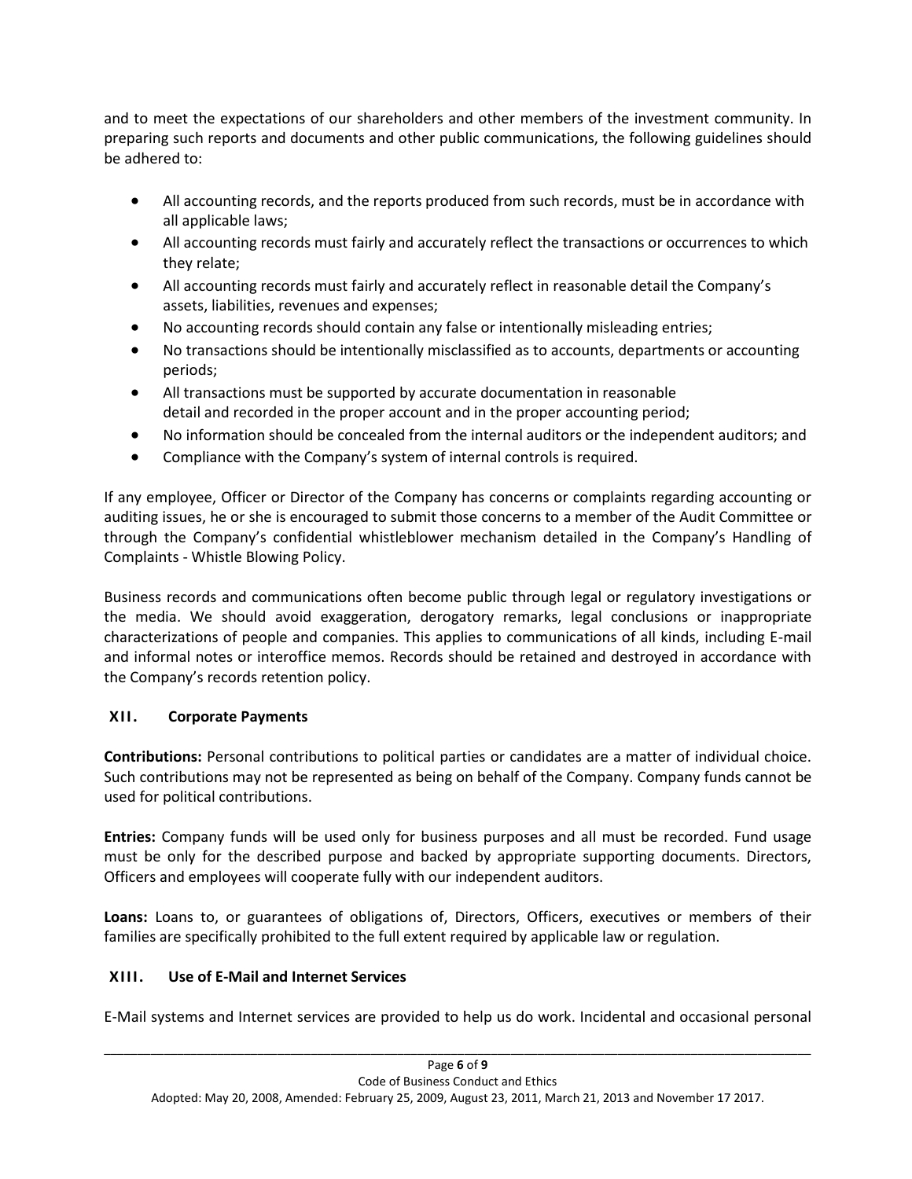and to meet the expectations of our shareholders and other members of the investment community. In preparing such reports and documents and other public communications, the following guidelines should be adhered to:

- All accounting records, and the reports produced from such records, must be in accordance with all applicable laws;
- All accounting records must fairly and accurately reflect the transactions or occurrences to which they relate;
- All accounting records must fairly and accurately reflect in reasonable detail the Company's assets, liabilities, revenues and expenses;
- No accounting records should contain any false or intentionally misleading entries;
- No transactions should be intentionally misclassified as to accounts, departments or accounting periods;
- All transactions must be supported by accurate documentation in reasonable detail and recorded in the proper account and in the proper accounting period;
- No information should be concealed from the internal auditors or the independent auditors; and
- Compliance with the Company's system of internal controls is required.

If any employee, Officer or Director of the Company has concerns or complaints regarding accounting or auditing issues, he or she is encouraged to submit those concerns to a member of the Audit Committee or through the Company's confidential whistleblower mechanism detailed in the Company's Handling of Complaints - Whistle Blowing Policy.

Business records and communications often become public through legal or regulatory investigations or the media. We should avoid exaggeration, derogatory remarks, legal conclusions or inappropriate characterizations of people and companies. This applies to communications of all kinds, including E-mail and informal notes or interoffice memos. Records should be retained and destroyed in accordance with the Company's records retention policy.

## XII. Corporate Payments

**Contributions:** Personal contributions to political parties or candidates are a matter of individual choice. Such contributions may not be represented as being on behalf of the Company. Company funds cannot be used for political contributions.

**Entries:** Company funds will be used only for business purposes and all must be recorded. Fund usage must be only for the described purpose and backed by appropriate supporting documents. Directors, Officers and employees will cooperate fully with our independent auditors.

**Loans:** Loans to, or guarantees of obligations of, Directors, Officers, executives or members of their families are specifically prohibited to the full extent required by applicable law or regulation.

## XIII. Use of E-Mail and Internet Services

E-Mail systems and Internet services are provided to help us do work. Incidental and occasional personal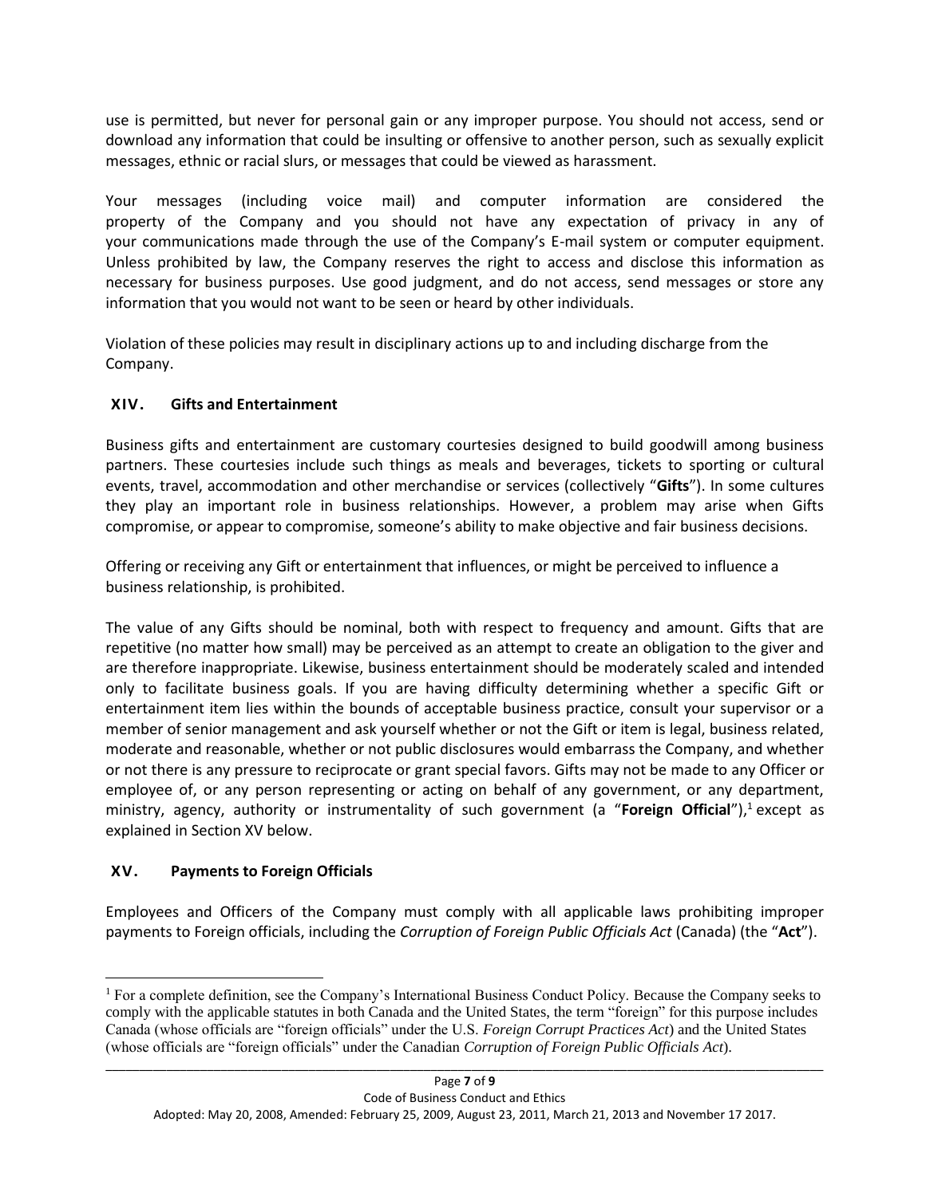use is permitted, but never for personal gain or any improper purpose. You should not access, send or download any information that could be insulting or offensive to another person, such as sexually explicit messages, ethnic or racial slurs, or messages that could be viewed as harassment.

Your messages (including voice mail) and computer information are considered the property of the Company and you should not have any expectation of privacy in any of your communications made through the use of the Company's E-mail system or computer equipment. Unless prohibited by law, the Company reserves the right to access and disclose this information as necessary for business purposes. Use good judgment, and do not access, send messages or store any information that you would not want to be seen or heard by other individuals.

Violation of these policies may result in disciplinary actions up to and including discharge from the Company.

## XIV. Gifts and Entertainment

Business gifts and entertainment are customary courtesies designed to build goodwill among business partners. These courtesies include such things as meals and beverages, tickets to sporting or cultural events, travel, accommodation and other merchandise or services (collectively "**Gifts**"). In some cultures they play an important role in business relationships. However, a problem may arise when Gifts compromise, or appear to compromise, someone's ability to make objective and fair business decisions.

Offering or receiving any Gift or entertainment that influences, or might be perceived to influence a business relationship, is prohibited.

The value of any Gifts should be nominal, both with respect to frequency and amount. Gifts that are repetitive (no matter how small) may be perceived as an attempt to create an obligation to the giver and are therefore inappropriate. Likewise, business entertainment should be moderately scaled and intended only to facilitate business goals. If you are having difficulty determining whether a specific Gift or entertainment item lies within the bounds of acceptable business practice, consult your supervisor or a member of senior management and ask yourself whether or not the Gift or item is legal, business related, moderate and reasonable, whether or not public disclosures would embarrass the Company, and whether or not there is any pressure to reciprocate or grant special favors. Gifts may not be made to any Officer or employee of, or any person representing or acting on behalf of any government, or any department, ministry, agency, authority or instrumentality of such government (a "**Foreign Official**"),[1] except as explained in Section XV below.

## XV. Payments to Foreign Officials

Employees and Officers of the Company must comply with all applicable laws prohibiting improper payments to Foreign officials, including the *Corruption of Foreign Public Officials Act* (Canada) (the "**Act**").

---

[1] For a complete definition, see the Company's International Business Conduct Policy. Because the Company seeks to comply with the applicable statutes in both Canada and the United States, the term "foreign" for this purpose includes Canada (whose officials are "foreign officials" under the U.S. *Foreign Corrupt Practices Act*) and the United States (whose officials are "foreign officials" under the Canadian *Corruption of Foreign Public Officials Act*).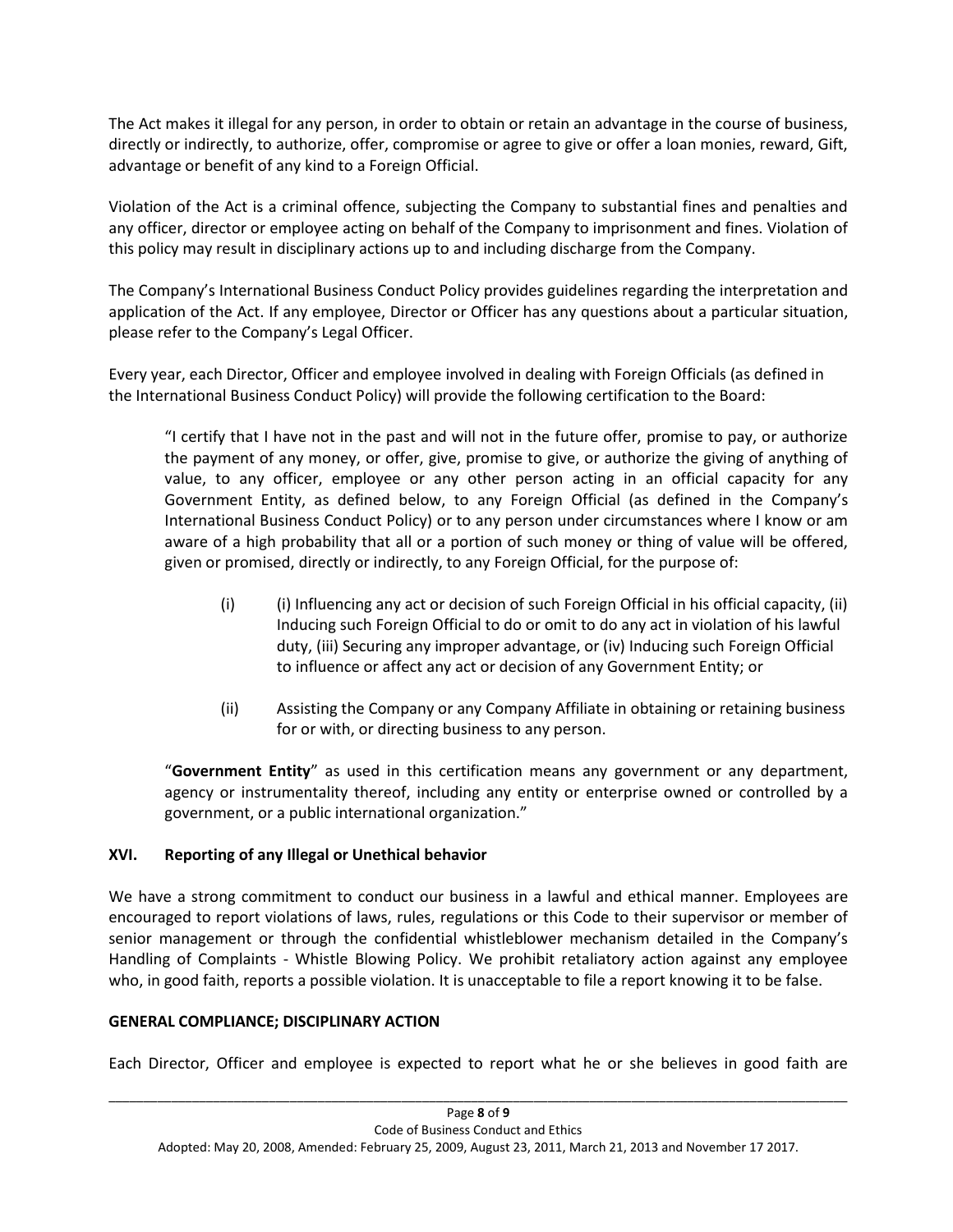The Act makes it illegal for any person, in order to obtain or retain an advantage in the course of business, directly or indirectly, to authorize, offer, compromise or agree to give or offer a loan monies, reward, Gift, advantage or benefit of any kind to a Foreign Official.

Violation of the Act is a criminal offence, subjecting the Company to substantial fines and penalties and any officer, director or employee acting on behalf of the Company to imprisonment and fines. Violation of this policy may result in disciplinary actions up to and including discharge from the Company.

The Company's International Business Conduct Policy provides guidelines regarding the interpretation and application of the Act. If any employee, Director or Officer has any questions about a particular situation, please refer to the Company's Legal Officer.

Every year, each Director, Officer and employee involved in dealing with Foreign Officials (as defined in the International Business Conduct Policy) will provide the following certification to the Board:

> "I certify that I have not in the past and will not in the future offer, promise to pay, or authorize the payment of any money, or offer, give, promise to give, or authorize the giving of anything of value, to any officer, employee or any other person acting in an official capacity for any Government Entity, as defined below, to any Foreign Official (as defined in the Company's International Business Conduct Policy) or to any person under circumstances where I know or am aware of a high probability that all or a portion of such money or thing of value will be offered, given or promised, directly or indirectly, to any Foreign Official, for the purpose of:
>
> (i) (i) Influencing any act or decision of such Foreign Official in his official capacity, (ii) Inducing such Foreign Official to do or omit to do any act in violation of his lawful duty, (iii) Securing any improper advantage, or (iv) Inducing such Foreign Official to influence or affect any act or decision of any Government Entity; or
>
> (ii) Assisting the Company or any Company Affiliate in obtaining or retaining business for or with, or directing business to any person.
>
> "**Government Entity**" as used in this certification means any government or any department, agency or instrumentality thereof, including any entity or enterprise owned or controlled by a government, or a public international organization."

## XVI. Reporting of any Illegal or Unethical behavior

We have a strong commitment to conduct our business in a lawful and ethical manner. Employees are encouraged to report violations of laws, rules, regulations or this Code to their supervisor or member of senior management or through the confidential whistleblower mechanism detailed in the Company's Handling of Complaints - Whistle Blowing Policy. We prohibit retaliatory action against any employee who, in good faith, reports a possible violation. It is unacceptable to file a report knowing it to be false.

## GENERAL COMPLIANCE; DISCIPLINARY ACTION

Each Director, Officer and employee is expected to report what he or she believes in good faith are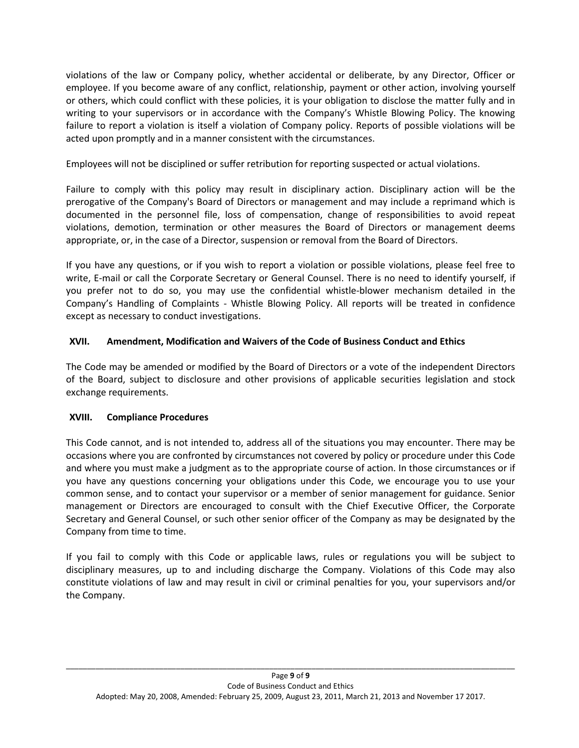violations of the law or Company policy, whether accidental or deliberate, by any Director, Officer or employee. If you become aware of any conflict, relationship, payment or other action, involving yourself or others, which could conflict with these policies, it is your obligation to disclose the matter fully and in writing to your supervisors or in accordance with the Company's Whistle Blowing Policy. The knowing failure to report a violation is itself a violation of Company policy. Reports of possible violations will be acted upon promptly and in a manner consistent with the circumstances.

Employees will not be disciplined or suffer retribution for reporting suspected or actual violations.

Failure to comply with this policy may result in disciplinary action. Disciplinary action will be the prerogative of the Company's Board of Directors or management and may include a reprimand which is documented in the personnel file, loss of compensation, change of responsibilities to avoid repeat violations, demotion, termination or other measures the Board of Directors or management deems appropriate, or, in the case of a Director, suspension or removal from the Board of Directors.

If you have any questions, or if you wish to report a violation or possible violations, please feel free to write, E-mail or call the Corporate Secretary or General Counsel. There is no need to identify yourself, if you prefer not to do so, you may use the confidential whistle-blower mechanism detailed in the Company's Handling of Complaints - Whistle Blowing Policy. All reports will be treated in confidence except as necessary to conduct investigations.

## XVII. Amendment, Modification and Waivers of the Code of Business Conduct and Ethics

The Code may be amended or modified by the Board of Directors or a vote of the independent Directors of the Board, subject to disclosure and other provisions of applicable securities legislation and stock exchange requirements.

## XVIII. Compliance Procedures

This Code cannot, and is not intended to, address all of the situations you may encounter. There may be occasions where you are confronted by circumstances not covered by policy or procedure under this Code and where you must make a judgment as to the appropriate course of action. In those circumstances or if you have any questions concerning your obligations under this Code, we encourage you to use your common sense, and to contact your supervisor or a member of senior management for guidance. Senior management or Directors are encouraged to consult with the Chief Executive Officer, the Corporate Secretary and General Counsel, or such other senior officer of the Company as may be designated by the Company from time to time.

If you fail to comply with this Code or applicable laws, rules or regulations you will be subject to disciplinary measures, up to and including discharge the Company. Violations of this Code may also constitute violations of law and may result in civil or criminal penalties for you, your supervisors and/or the Company.